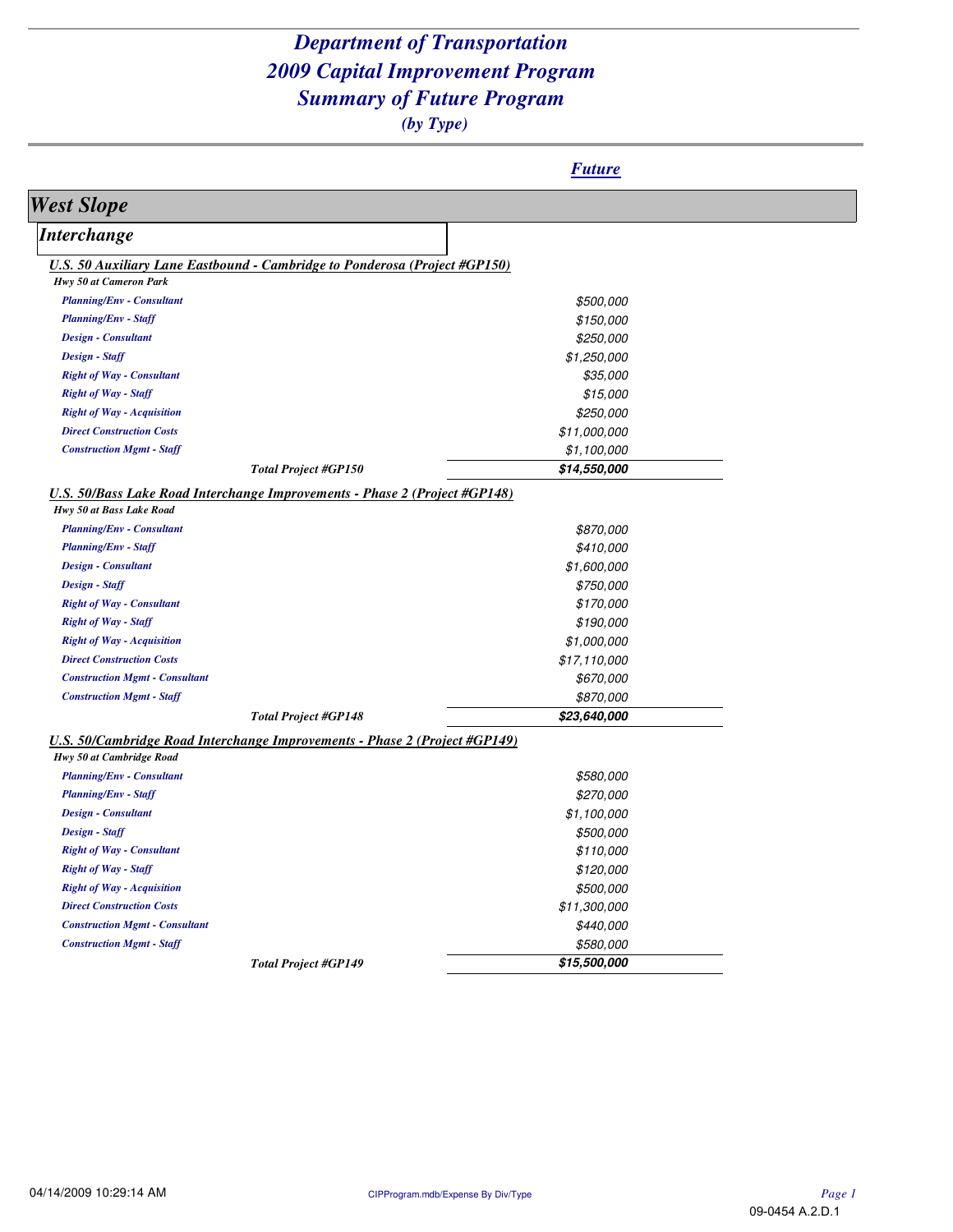# *Department of Transportation*
# *2009 Capital Improvement Program*
# *Summary of Future Program*
*(by Type)*

## West Slope

### Interchange

#### U.S. 50 Auxiliary Lane Eastbound - Cambridge to Ponderosa (Project #GP150)

*Hwy 50 at Cameron Park*

| | Future |
|---|---|
| Planning/Env - Consultant | $500,000 |
| Planning/Env - Staff | $150,000 |
| Design - Consultant | $250,000 |
| Design - Staff | $1,250,000 |
| Right of Way - Consultant | $35,000 |
| Right of Way - Staff | $15,000 |
| Right of Way - Acquisition | $250,000 |
| Direct Construction Costs | $11,000,000 |
| Construction Mgmt - Staff | $1,100,000 |
| **Total Project #GP150** | **$14,550,000** |

#### U.S. 50/Bass Lake Road Interchange Improvements - Phase 2 (Project #GP148)

*Hwy 50 at Bass Lake Road*

| | Future |
|---|---|
| Planning/Env - Consultant | $870,000 |
| Planning/Env - Staff | $410,000 |
| Design - Consultant | $1,600,000 |
| Design - Staff | $750,000 |
| Right of Way - Consultant | $170,000 |
| Right of Way - Staff | $190,000 |
| Right of Way - Acquisition | $1,000,000 |
| Direct Construction Costs | $17,110,000 |
| Construction Mgmt - Consultant | $670,000 |
| Construction Mgmt - Staff | $870,000 |
| **Total Project #GP148** | **$23,640,000** |

#### U.S. 50/Cambridge Road Interchange Improvements - Phase 2 (Project #GP149)

*Hwy 50 at Cambridge Road*

| | Future |
|---|---|
| Planning/Env - Consultant | $580,000 |
| Planning/Env - Staff | $270,000 |
| Design - Consultant | $1,100,000 |
| Design - Staff | $500,000 |
| Right of Way - Consultant | $110,000 |
| Right of Way - Staff | $120,000 |
| Right of Way - Acquisition | $500,000 |
| Direct Construction Costs | $11,300,000 |
| Construction Mgmt - Consultant | $440,000 |
| Construction Mgmt - Staff | $580,000 |
| **Total Project #GP149** | **$15,500,000** |

04/14/2009 10:29:14 AM CIPProgram.mdb/Expense By Div/Type

09-0454 A.2.D.1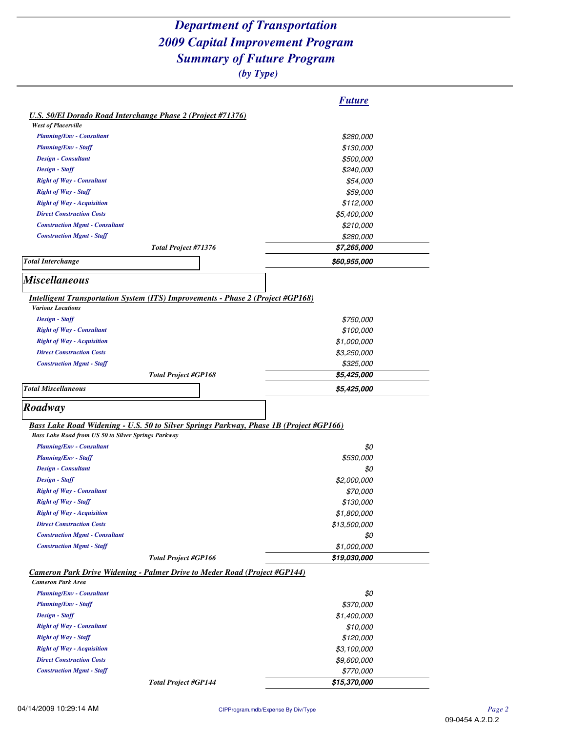# Department of Transportation
# 2009 Capital Improvement Program
# Summary of Future Program

*(by Type)*

| | ***Future*** |
|---|---|
| ***U.S. 50/El Dorado Road Interchange Phase 2 (Project #71376)*** | |
| *West of Placerville* | |
| *Planning/Env - Consultant* | *$280,000* |
| *Planning/Env - Staff* | *$130,000* |
| *Design - Consultant* | *$500,000* |
| *Design - Staff* | *$240,000* |
| *Right of Way - Consultant* | *$54,000* |
| *Right of Way - Staff* | *$59,000* |
| *Right of Way - Acquisition* | *$112,000* |
| *Direct Construction Costs* | *$5,400,000* |
| *Construction Mgmt - Consultant* | *$210,000* |
| *Construction Mgmt - Staff* | *$280,000* |
| ***Total Project #71376*** | ***$7,265,000*** |
| ***Total Interchange*** | ***$60,955,000*** |

## *Miscellaneous*

| | ***Future*** |
|---|---|
| ***Intelligent Transportation System (ITS) Improvements - Phase 2 (Project #GP168)*** | |
| *Various Locations* | |
| *Design - Staff* | *$750,000* |
| *Right of Way - Consultant* | *$100,000* |
| *Right of Way - Acquisition* | *$1,000,000* |
| *Direct Construction Costs* | *$3,250,000* |
| *Construction Mgmt - Staff* | *$325,000* |
| ***Total Project #GP168*** | ***$5,425,000*** |
| ***Total Miscellaneous*** | ***$5,425,000*** |

## *Roadway*

| | ***Future*** |
|---|---|
| ***Bass Lake Road Widening - U.S. 50 to Silver Springs Parkway, Phase 1B (Project #GP166)*** | |
| *Bass Lake Road from US 50 to Silver Springs Parkway* | |
| *Planning/Env - Consultant* | *$0* |
| *Planning/Env - Staff* | *$530,000* |
| *Design - Consultant* | *$0* |
| *Design - Staff* | *$2,000,000* |
| *Right of Way - Consultant* | *$70,000* |
| *Right of Way - Staff* | *$130,000* |
| *Right of Way - Acquisition* | *$1,800,000* |
| *Direct Construction Costs* | *$13,500,000* |
| *Construction Mgmt - Consultant* | *$0* |
| *Construction Mgmt - Staff* | *$1,000,000* |
| ***Total Project #GP166*** | ***$19,030,000*** |
| ***Cameron Park Drive Widening - Palmer Drive to Meder Road (Project #GP144)*** | |
| *Cameron Park Area* | |
| *Planning/Env - Consultant* | *$0* |
| *Planning/Env - Staff* | *$370,000* |
| *Design - Staff* | *$1,400,000* |
| *Right of Way - Consultant* | *$10,000* |
| *Right of Way - Staff* | *$120,000* |
| *Right of Way - Acquisition* | *$3,100,000* |
| *Direct Construction Costs* | *$9,600,000* |
| *Construction Mgmt - Staff* | *$770,000* |
| ***Total Project #GP144*** | ***$15,370,000*** |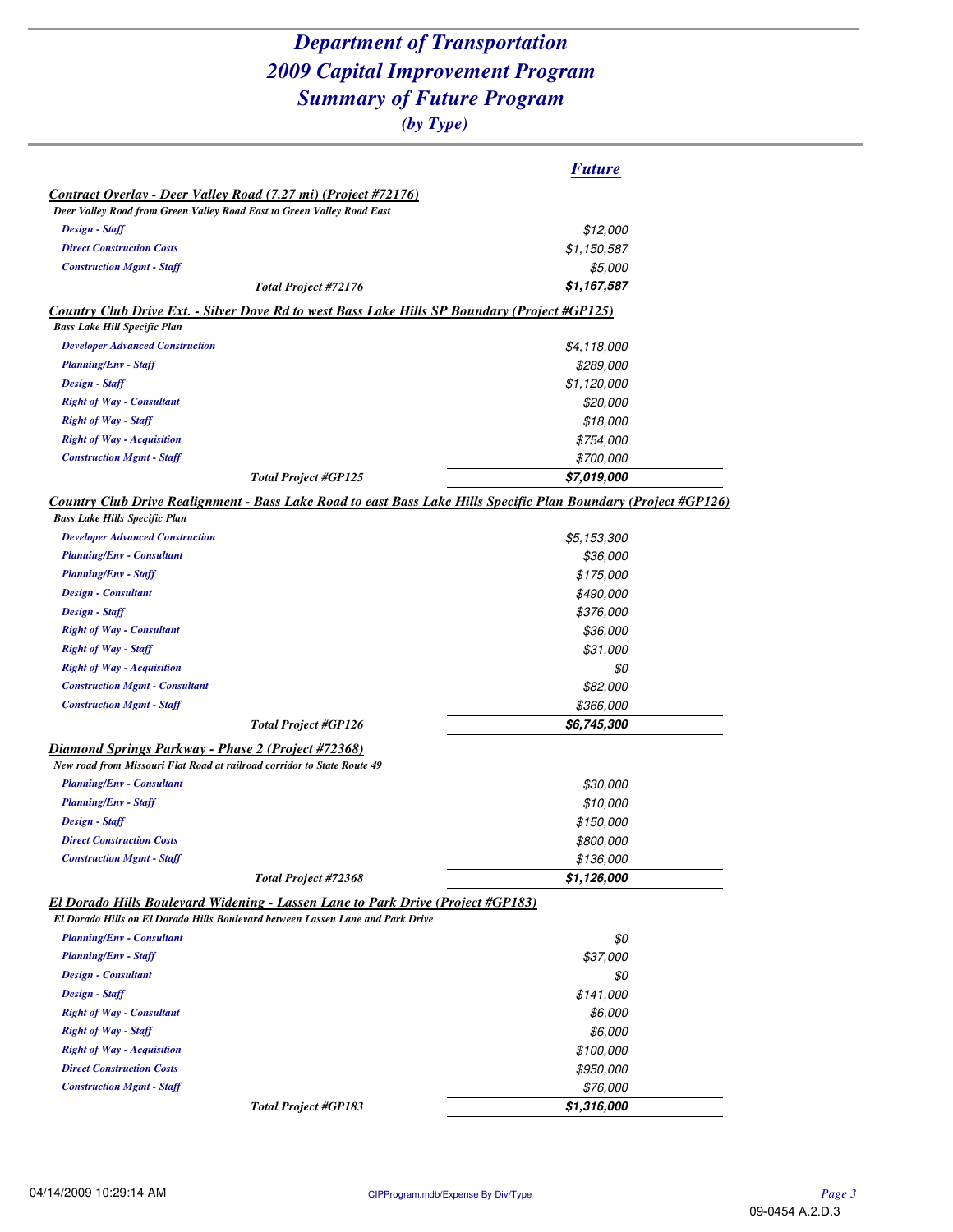# Department of Transportation
# 2009 Capital Improvement Program
# Summary of Future Program
### (by Type)

| | ***Future*** |
|---|---|
| ***Contract Overlay - Deer Valley Road (7.27 mi) (Project #72176)*** | |
| ***Deer Valley Road from Green Valley Road East to Green Valley Road East*** | |
| *Design - Staff* | *$12,000* |
| *Direct Construction Costs* | *$1,150,587* |
| *Construction Mgmt - Staff* | *$5,000* |
| ***Total Project #72176*** | ***$1,167,587*** |
| ***Country Club Drive Ext. - Silver Dove Rd to west Bass Lake Hills SP Boundary (Project #GP125)*** | |
| ***Bass Lake Hill Specific Plan*** | |
| *Developer Advanced Construction* | *$4,118,000* |
| *Planning/Env - Staff* | *$289,000* |
| *Design - Staff* | *$1,120,000* |
| *Right of Way - Consultant* | *$20,000* |
| *Right of Way - Staff* | *$18,000* |
| *Right of Way - Acquisition* | *$754,000* |
| *Construction Mgmt - Staff* | *$700,000* |
| ***Total Project #GP125*** | ***$7,019,000*** |
| ***Country Club Drive Realignment - Bass Lake Road to east Bass Lake Hills Specific Plan Boundary (Project #GP126)*** | |
| ***Bass Lake Hills Specific Plan*** | |
| *Developer Advanced Construction* | *$5,153,300* |
| *Planning/Env - Consultant* | *$36,000* |
| *Planning/Env - Staff* | *$175,000* |
| *Design - Consultant* | *$490,000* |
| *Design - Staff* | *$376,000* |
| *Right of Way - Consultant* | *$36,000* |
| *Right of Way - Staff* | *$31,000* |
| *Right of Way - Acquisition* | *$0* |
| *Construction Mgmt - Consultant* | *$82,000* |
| *Construction Mgmt - Staff* | *$366,000* |
| ***Total Project #GP126*** | ***$6,745,300*** |
| ***Diamond Springs Parkway - Phase 2 (Project #72368)*** | |
| ***New road from Missouri Flat Road at railroad corridor to State Route 49*** | |
| *Planning/Env - Consultant* | *$30,000* |
| *Planning/Env - Staff* | *$10,000* |
| *Design - Staff* | *$150,000* |
| *Direct Construction Costs* | *$800,000* |
| *Construction Mgmt - Staff* | *$136,000* |
| ***Total Project #72368*** | ***$1,126,000*** |
| ***El Dorado Hills Boulevard Widening - Lassen Lane to Park Drive (Project #GP183)*** | |
| ***El Dorado Hills on El Dorado Hills Boulevard between Lassen Lane and Park Drive*** | |
| *Planning/Env - Consultant* | *$0* |
| *Planning/Env - Staff* | *$37,000* |
| *Design - Consultant* | *$0* |
| *Design - Staff* | *$141,000* |
| *Right of Way - Consultant* | *$6,000* |
| *Right of Way - Staff* | *$6,000* |
| *Right of Way - Acquisition* | *$100,000* |
| *Direct Construction Costs* | *$950,000* |
| *Construction Mgmt - Staff* | *$76,000* |
| ***Total Project #GP183*** | ***$1,316,000*** |

09-0454 A.2.D.3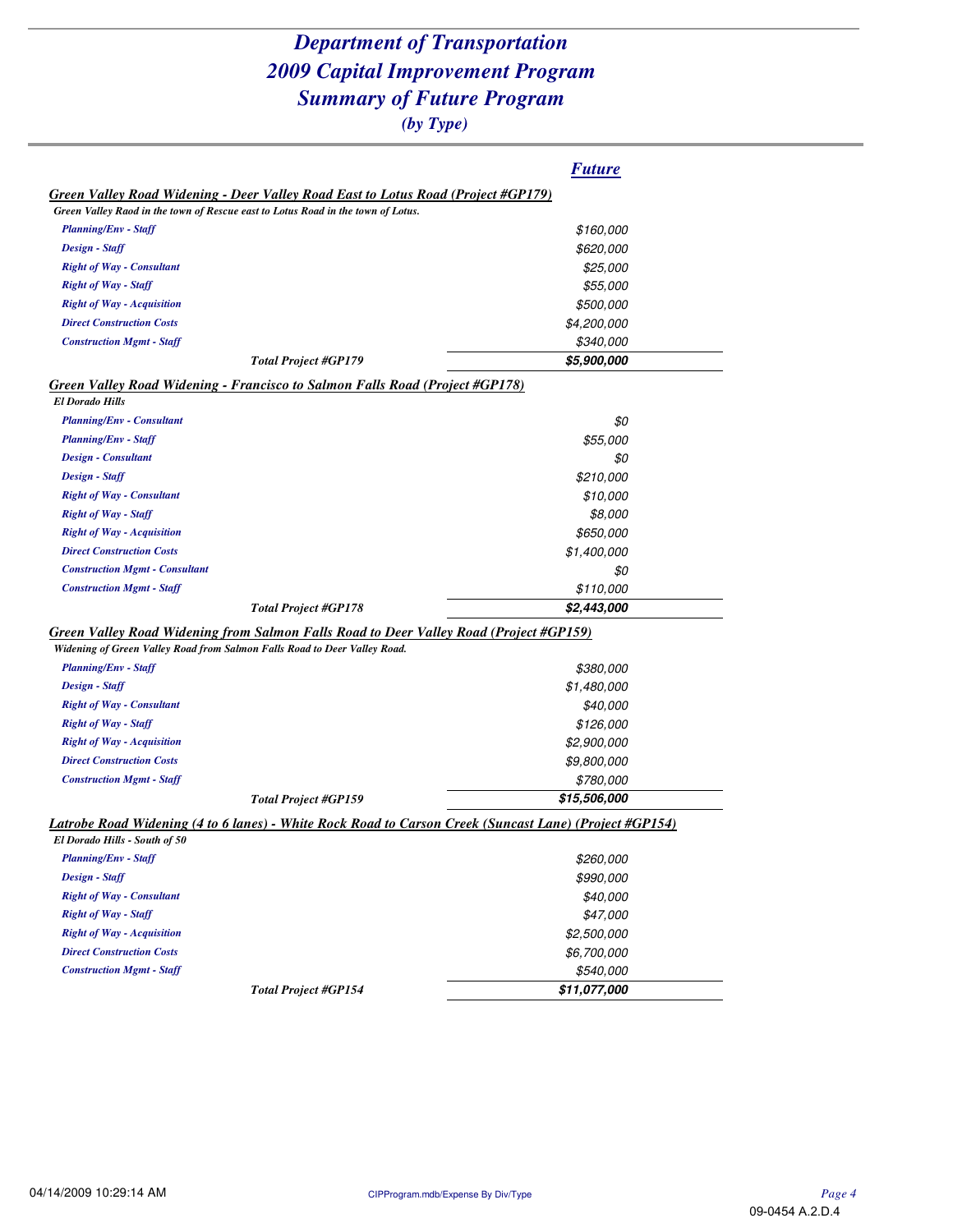# *Department of Transportation*
# *2009 Capital Improvement Program*
# *Summary of Future Program*
### *(by Type)*

| | ***Future*** |
|---|---|
| ***Green Valley Road Widening - Deer Valley Road East to Lotus Road (Project #GP179)*** | |
| *Green Valley Raod in the town of Rescue east to Lotus Road in the town of Lotus.* | |
| *Planning/Env - Staff* | *$160,000* |
| *Design - Staff* | *$620,000* |
| *Right of Way - Consultant* | *$25,000* |
| *Right of Way - Staff* | *$55,000* |
| *Right of Way - Acquisition* | *$500,000* |
| *Direct Construction Costs* | *$4,200,000* |
| *Construction Mgmt - Staff* | *$340,000* |
| ***Total Project #GP179*** | ***$5,900,000*** |
| ***Green Valley Road Widening - Francisco to Salmon Falls Road (Project #GP178)*** | |
| *El Dorado Hills* | |
| *Planning/Env - Consultant* | *$0* |
| *Planning/Env - Staff* | *$55,000* |
| *Design - Consultant* | *$0* |
| *Design - Staff* | *$210,000* |
| *Right of Way - Consultant* | *$10,000* |
| *Right of Way - Staff* | *$8,000* |
| *Right of Way - Acquisition* | *$650,000* |
| *Direct Construction Costs* | *$1,400,000* |
| *Construction Mgmt - Consultant* | *$0* |
| *Construction Mgmt - Staff* | *$110,000* |
| ***Total Project #GP178*** | ***$2,443,000*** |
| ***Green Valley Road Widening from Salmon Falls Road to Deer Valley Road (Project #GP159)*** | |
| *Widening of Green Valley Road from Salmon Falls Road to Deer Valley Road.* | |
| *Planning/Env - Staff* | *$380,000* |
| *Design - Staff* | *$1,480,000* |
| *Right of Way - Consultant* | *$40,000* |
| *Right of Way - Staff* | *$126,000* |
| *Right of Way - Acquisition* | *$2,900,000* |
| *Direct Construction Costs* | *$9,800,000* |
| *Construction Mgmt - Staff* | *$780,000* |
| ***Total Project #GP159*** | ***$15,506,000*** |
| ***Latrobe Road Widening (4 to 6 lanes) - White Rock Road to Carson Creek (Suncast Lane) (Project #GP154)*** | |
| *El Dorado Hills - South of 50* | |
| *Planning/Env - Staff* | *$260,000* |
| *Design - Staff* | *$990,000* |
| *Right of Way - Consultant* | *$40,000* |
| *Right of Way - Staff* | *$47,000* |
| *Right of Way - Acquisition* | *$2,500,000* |
| *Direct Construction Costs* | *$6,700,000* |
| *Construction Mgmt - Staff* | *$540,000* |
| ***Total Project #GP154*** | ***$11,077,000*** |

04/14/2009 10:29:14 AM CIPProgram.mdb/Expense By Div/Type

09-0454 A.2.D.4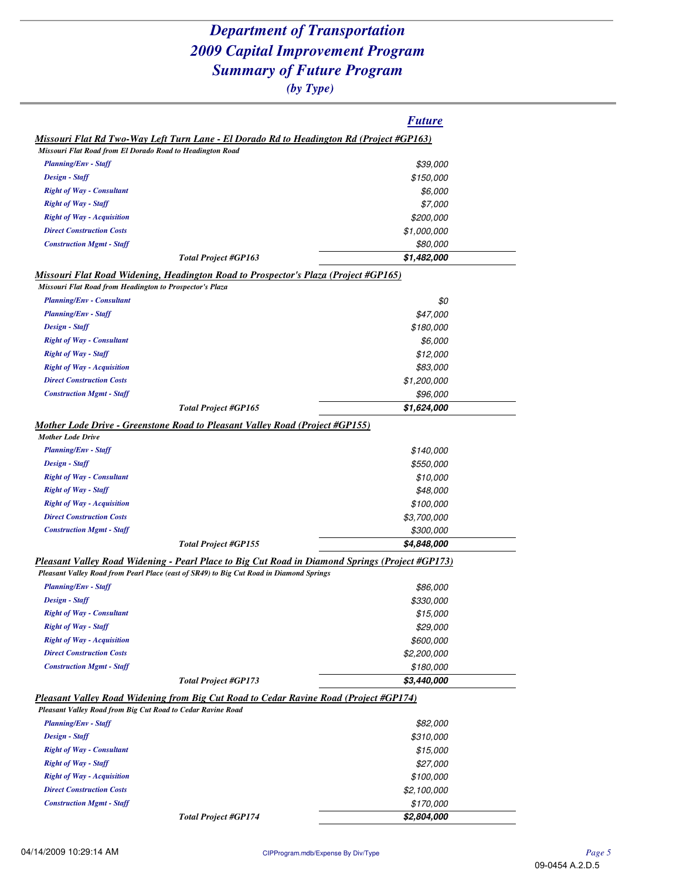# Department of Transportation
# 2009 Capital Improvement Program
# Summary of Future Program
### *(by Type)*

| | **Future** |
|---|---|
| ***Missouri Flat Rd Two-Way Left Turn Lane - El Dorado Rd to Headington Rd (Project #GP163)*** | |
| *Missouri Flat Road from El Dorado Road to Headington Road* | |
| *Planning/Env - Staff* | $39,000 |
| *Design - Staff* | $150,000 |
| *Right of Way - Consultant* | $6,000 |
| *Right of Way - Staff* | $7,000 |
| *Right of Way - Acquisition* | $200,000 |
| *Direct Construction Costs* | $1,000,000 |
| *Construction Mgmt - Staff* | $80,000 |
| ***Total Project #GP163*** | **$1,482,000** |
| ***Missouri Flat Road Widening, Headington Road to Prospector's Plaza (Project #GP165)*** | |
| *Missouri Flat Road from Headington to Prospector's Plaza* | |
| *Planning/Env - Consultant* | $0 |
| *Planning/Env - Staff* | $47,000 |
| *Design - Staff* | $180,000 |
| *Right of Way - Consultant* | $6,000 |
| *Right of Way - Staff* | $12,000 |
| *Right of Way - Acquisition* | $83,000 |
| *Direct Construction Costs* | $1,200,000 |
| *Construction Mgmt - Staff* | $96,000 |
| ***Total Project #GP165*** | **$1,624,000** |
| ***Mother Lode Drive - Greenstone Road to Pleasant Valley Road (Project #GP155)*** | |
| *Mother Lode Drive* | |
| *Planning/Env - Staff* | $140,000 |
| *Design - Staff* | $550,000 |
| *Right of Way - Consultant* | $10,000 |
| *Right of Way - Staff* | $48,000 |
| *Right of Way - Acquisition* | $100,000 |
| *Direct Construction Costs* | $3,700,000 |
| *Construction Mgmt - Staff* | $300,000 |
| ***Total Project #GP155*** | **$4,848,000** |
| ***Pleasant Valley Road Widening - Pearl Place to Big Cut Road in Diamond Springs (Project #GP173)*** | |
| *Pleasant Valley Road from Pearl Place (east of SR49) to Big Cut Road in Diamond Springs* | |
| *Planning/Env - Staff* | $86,000 |
| *Design - Staff* | $330,000 |
| *Right of Way - Consultant* | $15,000 |
| *Right of Way - Staff* | $29,000 |
| *Right of Way - Acquisition* | $600,000 |
| *Direct Construction Costs* | $2,200,000 |
| *Construction Mgmt - Staff* | $180,000 |
| ***Total Project #GP173*** | **$3,440,000** |
| ***Pleasant Valley Road Widening from Big Cut Road to Cedar Ravine Road (Project #GP174)*** | |
| *Pleasant Valley Road from Big Cut Road to Cedar Ravine Road* | |
| *Planning/Env - Staff* | $82,000 |
| *Design - Staff* | $310,000 |
| *Right of Way - Consultant* | $15,000 |
| *Right of Way - Staff* | $27,000 |
| *Right of Way - Acquisition* | $100,000 |
| *Direct Construction Costs* | $2,100,000 |
| *Construction Mgmt - Staff* | $170,000 |
| ***Total Project #GP174*** | **$2,804,000** |

04/14/2009 10:29:14 AM CIPProgram.mdb/Expense By Div/Type

09-0454 A.2.D.5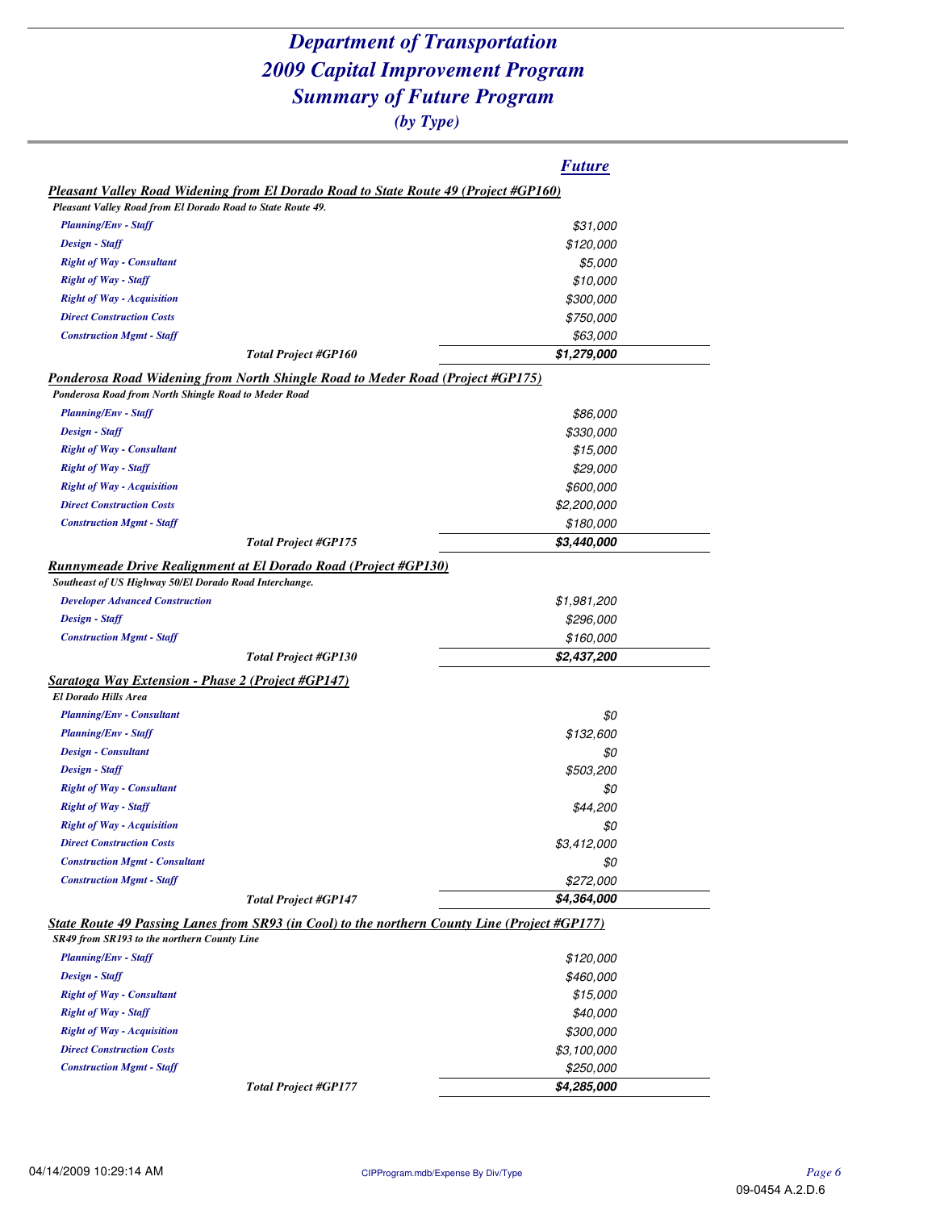# Department of Transportation
# 2009 Capital Improvement Program
# Summary of Future Program
### *(by Type)*

| | ***Future*** |
|---|---|
| ***Pleasant Valley Road Widening from El Dorado Road to State Route 49 (Project #GP160)*** | |
| *Pleasant Valley Road from El Dorado Road to State Route 49.* | |
| *Planning/Env - Staff* | *$31,000* |
| *Design - Staff* | *$120,000* |
| *Right of Way - Consultant* | *$5,000* |
| *Right of Way - Staff* | *$10,000* |
| *Right of Way - Acquisition* | *$300,000* |
| *Direct Construction Costs* | *$750,000* |
| *Construction Mgmt - Staff* | *$63,000* |
| ***Total Project #GP160*** | ***$1,279,000*** |
| ***Ponderosa Road Widening from North Shingle Road to Meder Road (Project #GP175)*** | |
| *Ponderosa Road from North Shingle Road to Meder Road* | |
| *Planning/Env - Staff* | *$86,000* |
| *Design - Staff* | *$330,000* |
| *Right of Way - Consultant* | *$15,000* |
| *Right of Way - Staff* | *$29,000* |
| *Right of Way - Acquisition* | *$600,000* |
| *Direct Construction Costs* | *$2,200,000* |
| *Construction Mgmt - Staff* | *$180,000* |
| ***Total Project #GP175*** | ***$3,440,000*** |
| ***Runnymeade Drive Realignment at El Dorado Road (Project #GP130)*** | |
| *Southeast of US Highway 50/El Dorado Road Interchange.* | |
| *Developer Advanced Construction* | *$1,981,200* |
| *Design - Staff* | *$296,000* |
| *Construction Mgmt - Staff* | *$160,000* |
| ***Total Project #GP130*** | ***$2,437,200*** |
| ***Saratoga Way Extension - Phase 2 (Project #GP147)*** | |
| *El Dorado Hills Area* | |
| *Planning/Env - Consultant* | *$0* |
| *Planning/Env - Staff* | *$132,600* |
| *Design - Consultant* | *$0* |
| *Design - Staff* | *$503,200* |
| *Right of Way - Consultant* | *$0* |
| *Right of Way - Staff* | *$44,200* |
| *Right of Way - Acquisition* | *$0* |
| *Direct Construction Costs* | *$3,412,000* |
| *Construction Mgmt - Consultant* | *$0* |
| *Construction Mgmt - Staff* | *$272,000* |
| ***Total Project #GP147*** | ***$4,364,000*** |
| ***State Route 49 Passing Lanes from SR93 (in Cool) to the northern County Line (Project #GP177)*** | |
| *SR49 from SR193 to the northern County Line* | |
| *Planning/Env - Staff* | *$120,000* |
| *Design - Staff* | *$460,000* |
| *Right of Way - Consultant* | *$15,000* |
| *Right of Way - Staff* | *$40,000* |
| *Right of Way - Acquisition* | *$300,000* |
| *Direct Construction Costs* | *$3,100,000* |
| *Construction Mgmt - Staff* | *$250,000* |
| ***Total Project #GP177*** | ***$4,285,000*** |

09-0454 A.2.D.6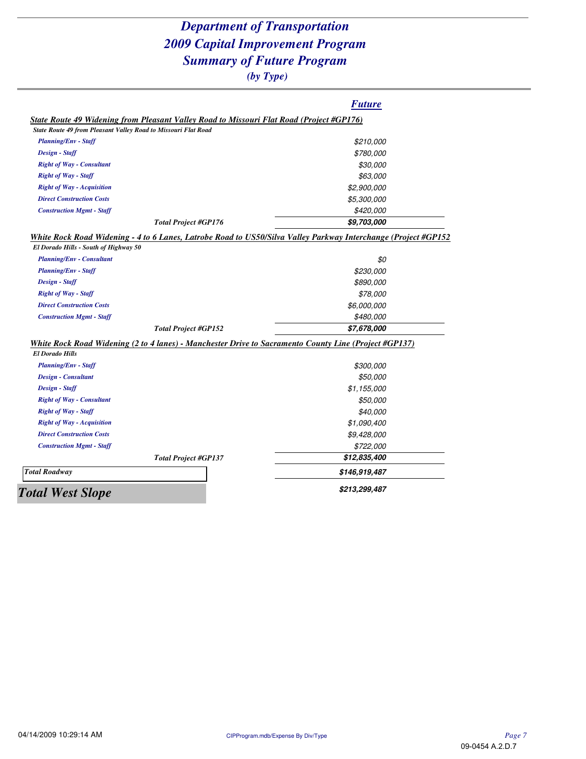# Department of Transportation
# 2009 Capital Improvement Program
# Summary of Future Program
## *(by Type)*

| | Future |
|---|---|
| ***State Route 49 Widening from Pleasant Valley Road to Missouri Flat Road (Project #GP176)*** | |
| *State Route 49 from Pleasant Valley Road to Missouri Flat Road* | |
| Planning/Env - Staff | $210,000 |
| Design - Staff | $780,000 |
| Right of Way - Consultant | $30,000 |
| Right of Way - Staff | $63,000 |
| Right of Way - Acquisition | $2,900,000 |
| Direct Construction Costs | $5,300,000 |
| Construction Mgmt - Staff | $420,000 |
| **Total Project #GP176** | **$9,703,000** |
| ***White Rock Road Widening - 4 to 6 Lanes, Latrobe Road to US50/Silva Valley Parkway Interchange (Project #GP152*** | |
| *El Dorado Hills - South of Highway 50* | |
| Planning/Env - Consultant | $0 |
| Planning/Env - Staff | $230,000 |
| Design - Staff | $890,000 |
| Right of Way - Staff | $78,000 |
| Direct Construction Costs | $6,000,000 |
| Construction Mgmt - Staff | $480,000 |
| **Total Project #GP152** | **$7,678,000** |
| ***White Rock Road Widening (2 to 4 lanes) - Manchester Drive to Sacramento County Line (Project #GP137)*** | |
| *El Dorado Hills* | |
| Planning/Env - Staff | $300,000 |
| Design - Consultant | $50,000 |
| Design - Staff | $1,155,000 |
| Right of Way - Consultant | $50,000 |
| Right of Way - Staff | $40,000 |
| Right of Way - Acquisition | $1,090,400 |
| Direct Construction Costs | $9,428,000 |
| Construction Mgmt - Staff | $722,000 |
| **Total Project #GP137** | **$12,835,400** |
| **Total Roadway** | **$146,919,487** |
| **Total West Slope** | **$213,299,487** |

04/14/2009 10:29:14 AM CIPProgram.mdb/Expense By Div/Type

09-0454 A.2.D.7